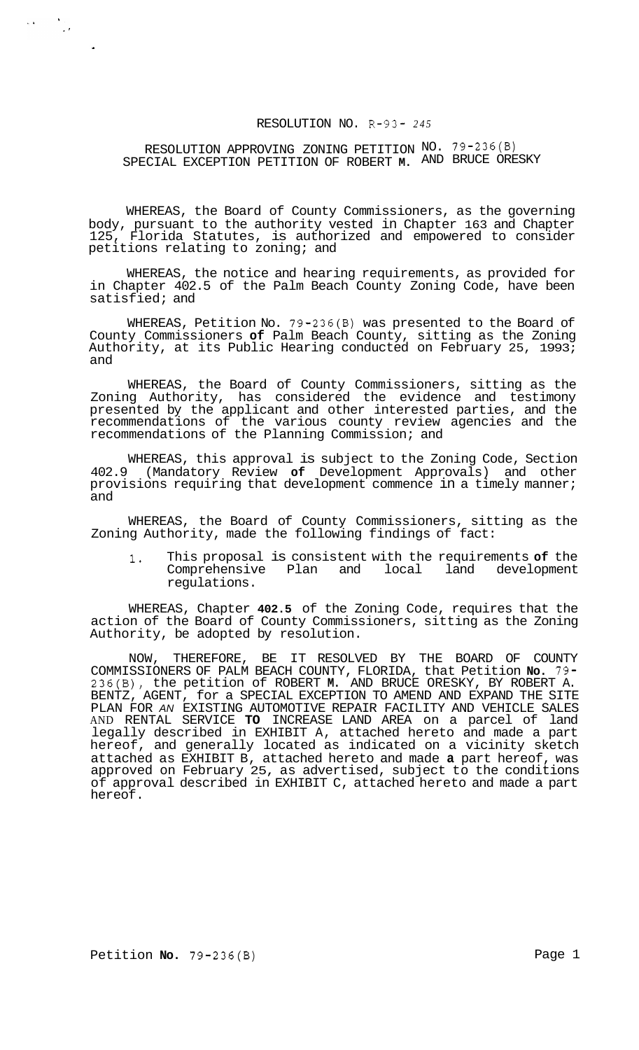RESOLUTION NO. R-93- 245

RESOLUTION APPROVING ZONING PETITION NO. 79-236(B) SPECIAL EXCEPTION PETITION OF ROBERT M. AND BRUCE ORESKY

WHEREAS, the Board of County Commissioners, as the governing body, pursuant to the authority vested in Chapter 163 and Chapter 125, Florida Statutes, is authorized and empowered to consider petitions relating to zoning; and

WHEREAS, the notice and hearing requirements, as provided for in Chapter 402.5 of the Palm Beach County Zoning Code, have been satisfied; and

WHEREAS, Petition No. 79-236(B) was presented to the Board of County Commissioners of Palm Beach County, sitting as the Zoning Authority, at its Public Hearing conducted on February 25, 1993; and

WHEREAS, the Board of County Commissioners, sitting as the Zoning Authority, has considered the evidence and testimony presented by the applicant and other interested parties, and the recommendations of the various county review agencies and the recommendations of the Planning Commission; and

WHEREAS, this approval is subject to the Zoning Code, Section 402.9 (Mandatory Review of Development Approvals) and other provisions requiring that development commence in a timely manner; and

WHEREAS, the Board of County Commissioners, sitting as the Zoning Authority, made the following findings of fact:

1. This proposal is consistent with the requirements of the Comprehensive Plan and local land development regulations.

WHEREAS, Chapter 402.5 of the Zoning Code, requires that the action of the Board of County Commissioners, sitting as the Zoning Authority, be adopted by resolution.

NOW, THEREFORE, BE IT RESOLVED BY THE BOARD OF COUNTY COMMISSIONERS OF PALM BEACH COUNTY, FLORIDA, that Petition No. 79-236(B), the petition of ROBERT M. AND BRUCE ORESKY, BY ROBERT A. BENTZ, AGENT, for a SPECIAL EXCEPTION TO AMEND AND EXPAND THE SITE PLAN FOR AN EXISTING AUTOMOTIVE REPAIR FACILITY AND VEHICLE SALES AND RENTAL SERVICE TO INCREASE LAND AREA on a parcel of land legally described in EXHIBIT A, attached hereto and made a part hereof, and generally located as indicated on a vicinity sketch attached as EXHIBIT B, attached hereto and made a part hereof, was approved on February 25, as advertised, subject to the conditions of approval described in EXHIBIT C, attached hereto and made a part hereof.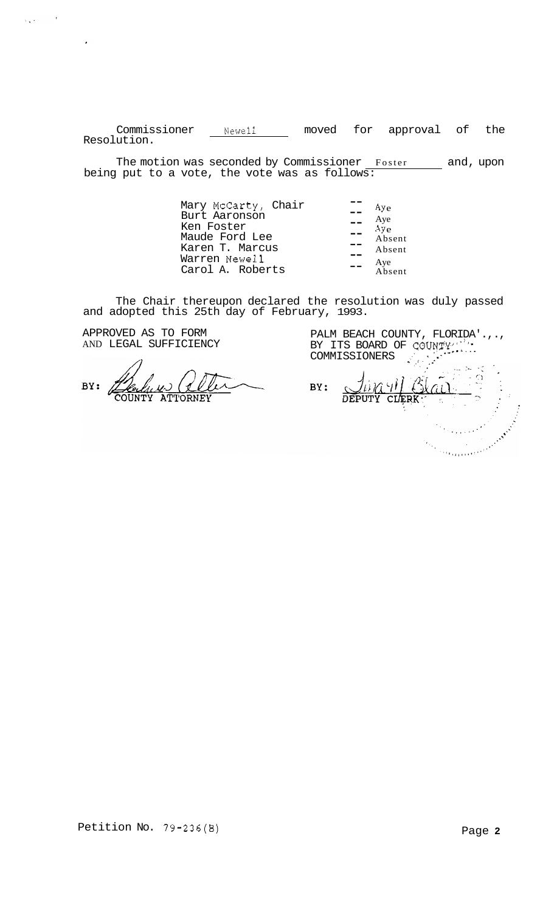Commissioner Newell moved for approval of the Resolution.

The motion was seconded by Commissioner Foster and, upon being put to a vote, the vote was as follows:

| | | |
|---|---|---|
| Mary McCarty, Chair | -- | Aye |
| Burt Aaronson | -- | Aye |
| Ken Foster | -- | Aye |
| Maude Ford Lee | -- | Absent |
| Karen T. Marcus | -- | Absent |
| Warren Newell | -- | Aye |
| Carol A. Roberts | -- | Absent |

The Chair thereupon declared the resolution was duly passed and adopted this 25th day of February, 1993.

APPROVED AS TO FORM AND LEGAL SUFFICIENCY

BY: COUNTY ATTORNEY

PALM BEACH COUNTY, FLORIDA, BY ITS BOARD OF COUNTY COMMISSIONERS

BY: DEPUTY CLERK

Petition No. 79-236(B)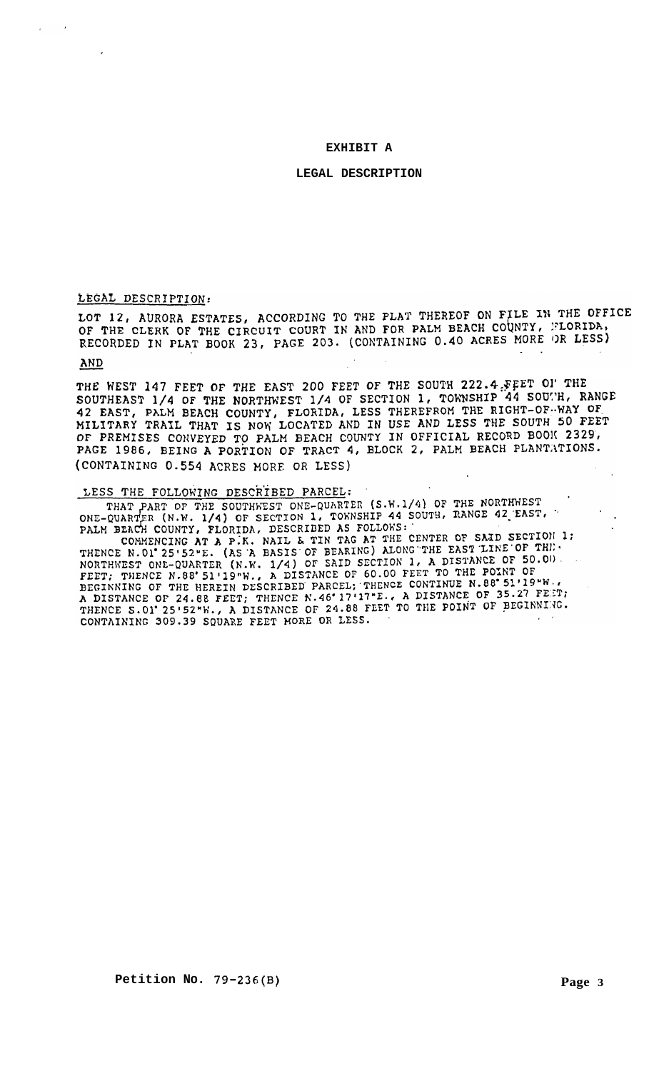# EXHIBIT A

## LEGAL DESCRIPTION

LEGAL DESCRIPTION:

LOT 12, AURORA ESTATES, ACCORDING TO THE PLAT THEREOF ON FILE IN THE OFFICE OF THE CLERK OF THE CIRCUIT COURT IN AND FOR PALM BEACH COUNTY, FLORIDA, RECORDED IN PLAT BOOK 23, PAGE 203. (CONTAINING 0.40 ACRES MORE OR LESS)

AND

THE WEST 147 FEET OF THE EAST 200 FEET OF THE SOUTH 222.4 FEET OF THE SOUTHEAST 1/4 OF THE NORTHWEST 1/4 OF SECTION 1, TOWNSHIP 44 SOUTH, RANGE 42 EAST, PALM BEACH COUNTY, FLORIDA, LESS THEREFROM THE RIGHT-OF-WAY OF MILITARY TRAIL THAT IS NOW LOCATED AND IN USE AND LESS THE SOUTH 50 FEET OF PREMISES CONVEYED TO PALM BEACH COUNTY IN OFFICIAL RECORD BOOK 2329, PAGE 1986, BEING A PORTION OF TRACT 4, BLOCK 2, PALM BEACH PLANTATIONS. (CONTAINING 0.554 ACRES MORE OR LESS)

LESS THE FOLLOWING DESCRIBED PARCEL:

THAT PART OF THE SOUTHWEST ONE-QUARTER (S.W.1/4) OF THE NORTHWEST ONE-QUARTER (N.W. 1/4) OF SECTION 1, TOWNSHIP 44 SOUTH, RANGE 42 EAST, PALM BEACH COUNTY, FLORIDA, DESCRIBED AS FOLLOWS:

COMMENCING AT A P.K. NAIL & TIN TAG AT THE CENTER OF SAID SECTION 1; THENCE N.01°25'52"E. (AS A BASIS OF BEARING) ALONG THE EAST LINE OF THE NORTHWEST ONE-QUARTER (N.W. 1/4) OF SAID SECTION 1, A DISTANCE OF 50.00 FEET; THENCE N.88°51'19"W., A DISTANCE OF 60.00 FEET TO THE POINT OF BEGINNING OF THE HEREIN DESCRIBED PARCEL; THENCE CONTINUE N.88°51'19"W., A DISTANCE OF 24.88 FEET; THENCE N.46°17'17"E., A DISTANCE OF 35.27 FEET; THENCE S.01°25'52"W., A DISTANCE OF 24.88 FEET TO THE POINT OF BEGINNING. CONTAINING 309.39 SQUARE FEET MORE OR LESS.

**Petition No.** 79-236(B)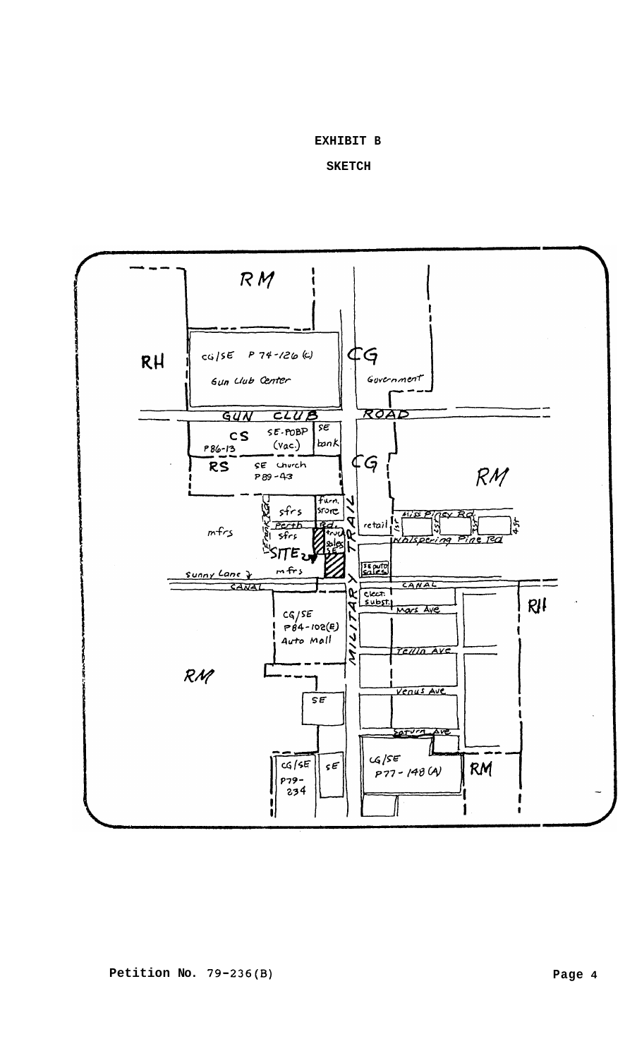# EXHIBIT B

## SKETCH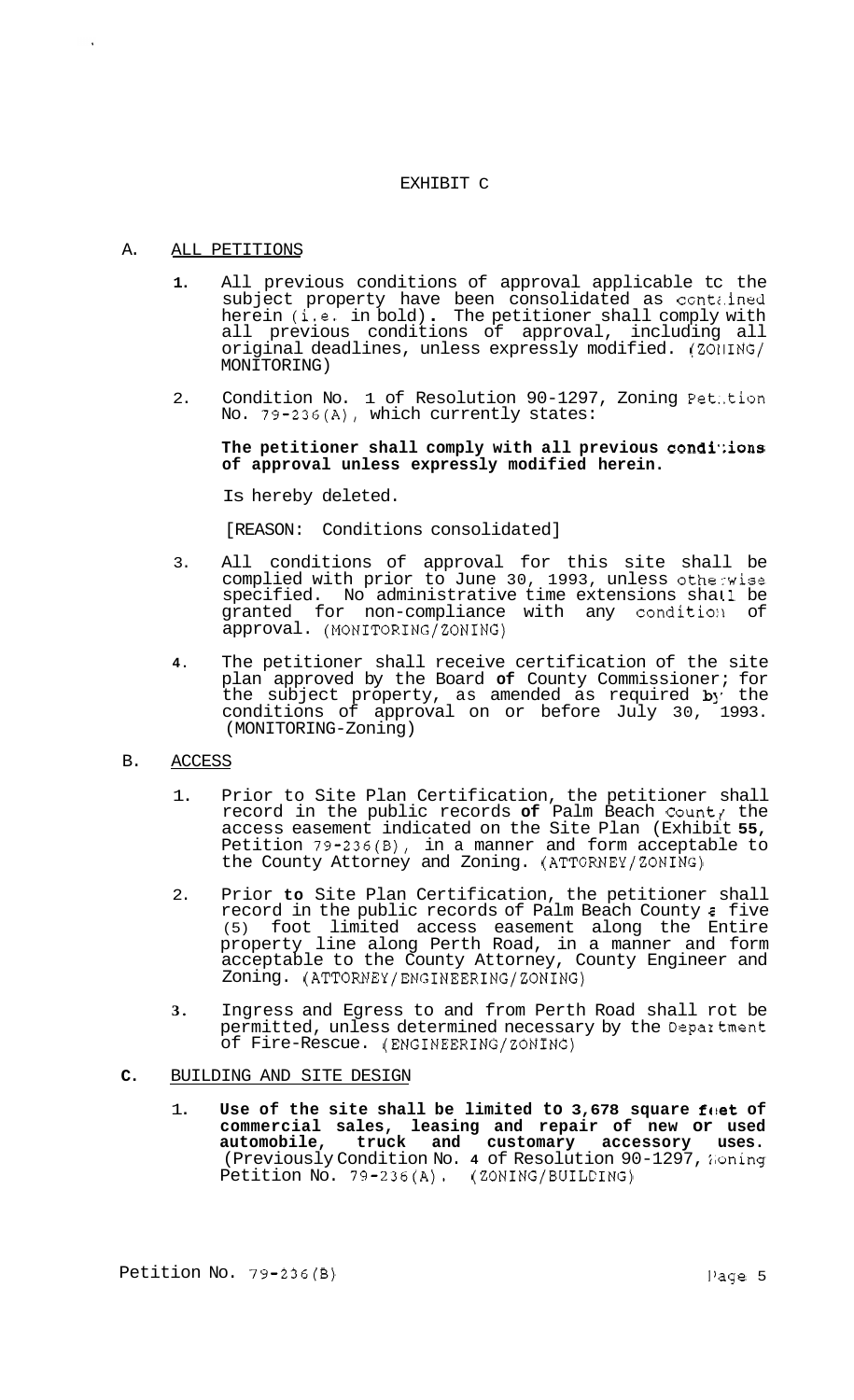# EXHIBIT C

## A. ALL PETITIONS

1. All previous conditions of approval applicable to the subject property have been consolidated as contained herein (i.e. in bold). The petitioner shall comply with all previous conditions of approval, including all original deadlines, unless expressly modified. (ZONING/ MONITORING)

2. Condition No. 1 of Resolution 90-1297, Zoning Petition No. 79-236(A), which currently states:

   **The petitioner shall comply with all previous conditions of approval unless expressly modified herein.**

   Is hereby deleted.

   [REASON: Conditions consolidated]

3. All conditions of approval for this site shall be complied with prior to June 30, 1993, unless otherwise specified. No administrative time extensions shall be granted for non-compliance with any condition of approval. (MONITORING/ZONING)

4. The petitioner shall receive certification of the site plan approved by the Board of County Commissioners for the subject property, as amended as required by the conditions of approval on or before July 30, 1993. (MONITORING-Zoning)

## B. ACCESS

1. Prior to Site Plan Certification, the petitioner shall record in the public records of Palm Beach County the access easement indicated on the Site Plan (Exhibit 55, Petition 79-236(B), in a manner and form acceptable to the County Attorney and Zoning. (ATTORNEY/ZONING)

2. Prior to Site Plan Certification, the petitioner shall record in the public records of Palm Beach County a five (5) foot limited access easement along the Entire property line along Perth Road, in a manner and form acceptable to the County Attorney, County Engineer and Zoning. (ATTORNEY/ENGINEERING/ZONING)

3. Ingress and Egress to and from Perth Road shall not be permitted, unless determined necessary by the Department of Fire-Rescue. (ENGINEERING/ZONING)

## C. BUILDING AND SITE DESIGN

1. **Use of the site shall be limited to 3,678 square feet of commercial sales, leasing and repair of new or used automobile, truck and customary accessory uses.** (Previously Condition No. 4 of Resolution 90-1297, Zoning Petition No. 79-236(A). (ZONING/BUILDING)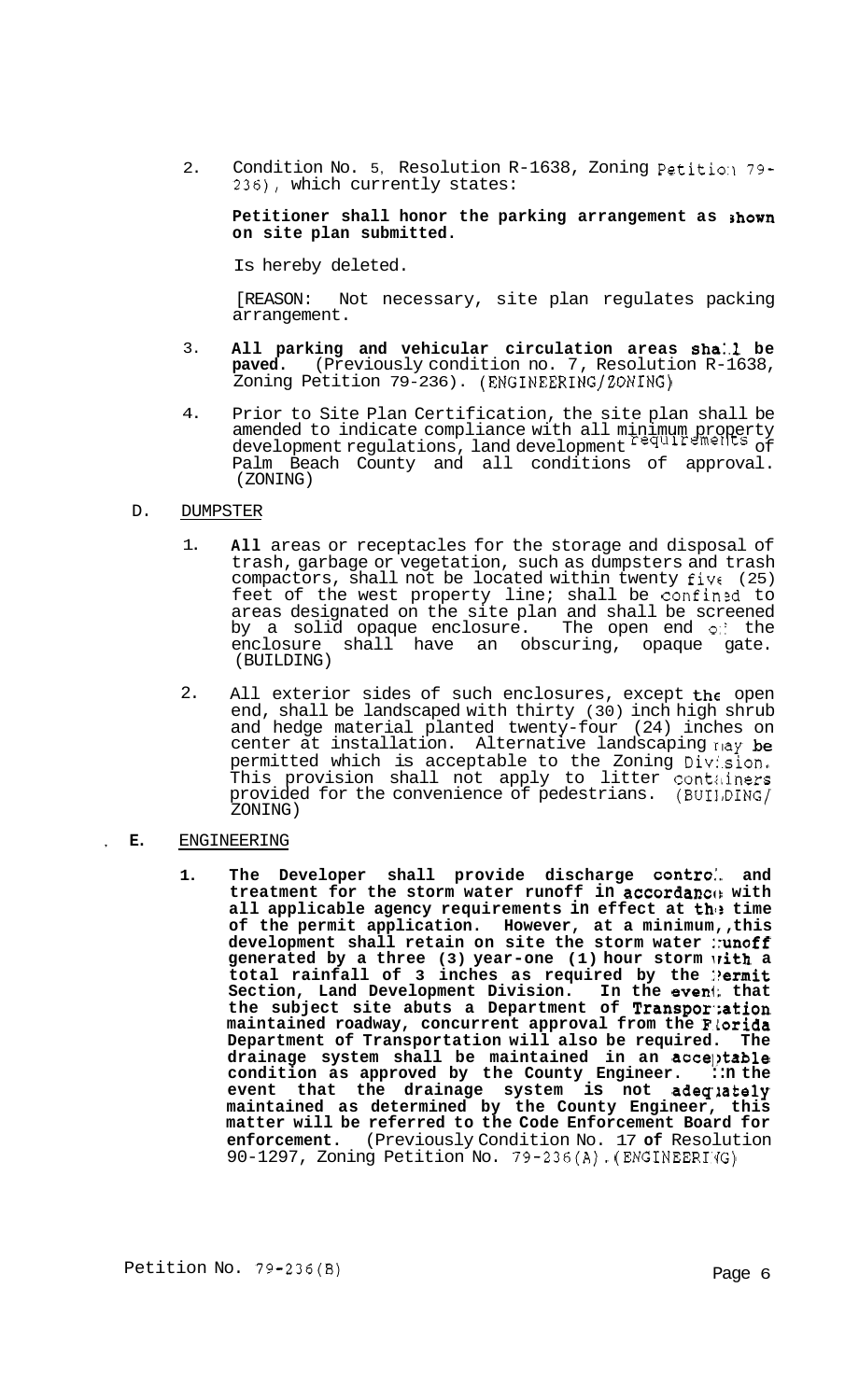2. Condition No. 5, Resolution R-1638, Zoning Petition 79-236), which currently states:

   **Petitioner shall honor the parking arrangement as shown on site plan submitted.**

   Is hereby deleted.

   [REASON: Not necessary, site plan regulates packing arrangement.

3. **All parking and vehicular circulation areas shall be paved.** (Previously condition no. 7, Resolution R-1638, Zoning Petition 79-236). (ENGINEERING/ZONING)

4. Prior to Site Plan Certification, the site plan shall be amended to indicate compliance with all minimum property development regulations, land development requirements of Palm Beach County and all conditions of approval. (ZONING)

D. DUMPSTER

1. **All** areas or receptacles for the storage and disposal of trash, garbage or vegetation, such as dumpsters and trash compactors, shall not be located within twenty five (25) feet of the west property line; shall be confined to areas designated on the site plan and shall be screened by a solid opaque enclosure. The open end of the enclosure shall have an obscuring, opaque gate. (BUILDING)

2. All exterior sides of such enclosures, except the open end, shall be landscaped with thirty (30) inch high shrub and hedge material planted twenty-four (24) inches on center at installation. Alternative landscaping may be permitted which is acceptable to the Zoning Division. This provision shall not apply to litter containers provided for the convenience of pedestrians. (BUILDING/ZONING)

**E.** ENGINEERING

1. **The Developer shall provide discharge control and treatment for the storm water runoff in accordance with all applicable agency requirements in effect at the time of the permit application. However, at a minimum,,this development shall retain on site the storm water runoff generated by a three (3) year-one (1) hour storm with a total rainfall of 3 inches as required by the Permit Section, Land Development Division. In the event that the subject site abuts a Department of Transportation maintained roadway, concurrent approval from the Florida Department of Transportation will also be required. The drainage system shall be maintained in an acceptable condition as approved by the County Engineer. In the event that the drainage system is not adequately maintained as determined by the County Engineer, this matter will be referred to the Code Enforcement Board for enforcement.** (Previously Condition No. 17 **of** Resolution 90-1297, Zoning Petition No. 79-236(A).(ENGINEERING)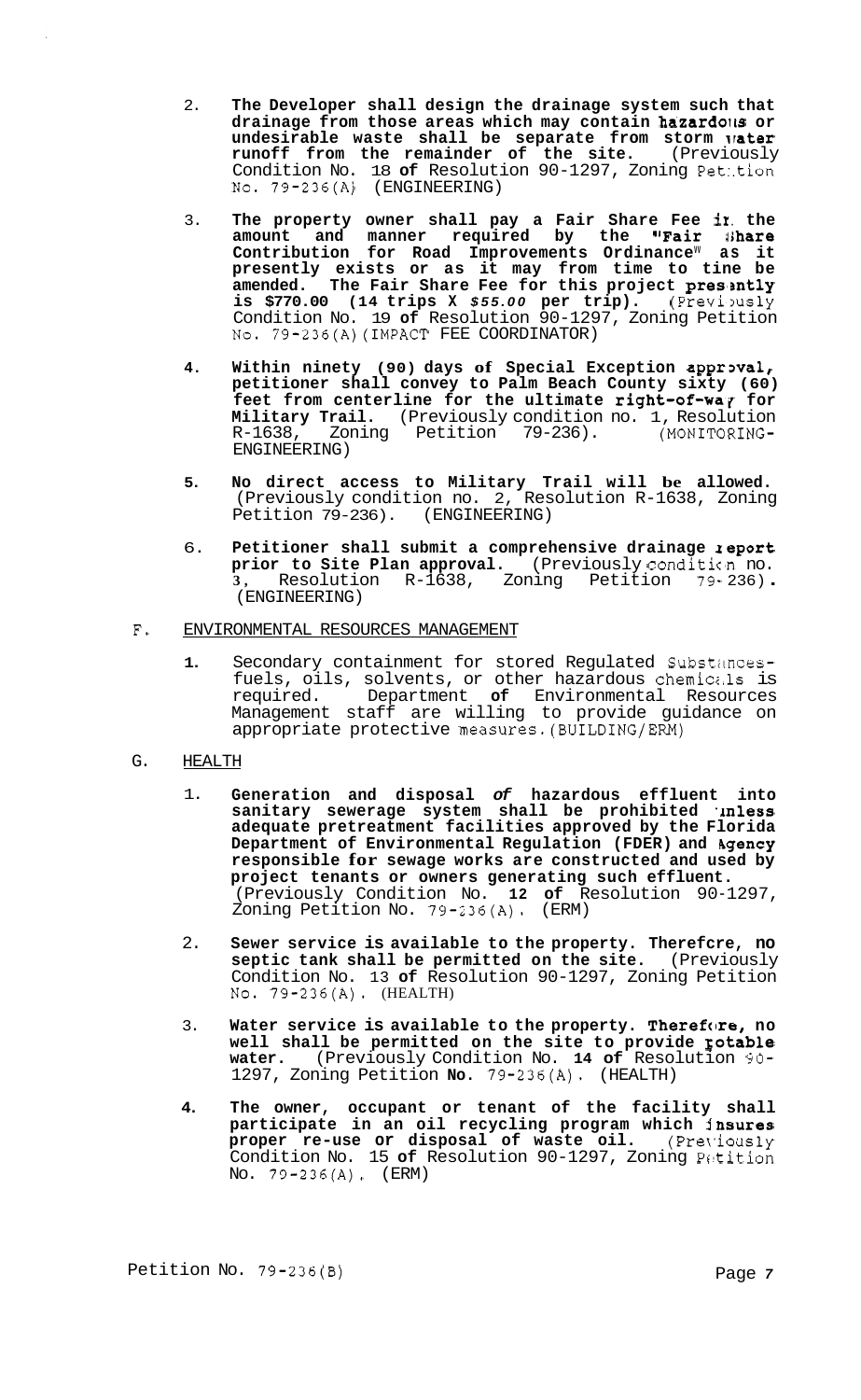2. **The Developer shall design the drainage system such that drainage from those areas which may contain hazardous or undesirable waste shall be separate from storm water runoff from the remainder of the site.** (Previously Condition No. 18 **of** Resolution 90-1297, Zoning Petition No. 79-236(A)) (ENGINEERING)

3. **The property owner shall pay a Fair Share Fee in the amount and manner required by the "Fair Share Contribution for Road Improvements Ordinance" as it presently exists or as it may from time to tine be amended. The Fair Share Fee for this project presently is $770.00 (14 trips X *$55.00* per trip).** (Previously Condition No. 19 **of** Resolution 90-1297, Zoning Petition No. 79-236(A)(IMPACT FEE COORDINATOR)

4. **Within ninety (90) days of Special Exception approval, petitioner shall convey to Palm Beach County sixty (60) feet from centerline for the ultimate right-of-way for Military Trail.** (Previously condition no. 1, Resolution R-1638, Zoning Petition 79-236). (MONITORING-ENGINEERING)

5. **No direct access to Military Trail will be allowed.** (Previously condition no. 2, Resolution R-1638, Zoning Petition 79-236). (ENGINEERING)

6. **Petitioner shall submit a comprehensive drainage report prior to Site Plan approval.** (Previously condition no. **3**, Resolution R-1638, Zoning Petition 79-236)**.** (ENGINEERING)

F. ENVIRONMENTAL RESOURCES MANAGEMENT

1. Secondary containment for stored Regulated Substances-fuels, oils, solvents, or other hazardous chemicals is required. Department **of** Environmental Resources Management staff are willing to provide guidance on appropriate protective measures. (BUILDING/ERM)

G. HEALTH

1. **Generation and disposal *of* hazardous effluent into sanitary sewerage system shall be prohibited unless adequate pretreatment facilities approved by the Florida Department of Environmental Regulation (FDER) and Agency responsible for sewage works are constructed and used by project tenants or owners generating such effluent.** (Previously Condition No. **12 of** Resolution 90-1297, Zoning Petition No. 79-236(A). (ERM)

2. **Sewer service is available to the property. Therefore, no septic tank shall be permitted on the site.** (Previously Condition No. 13 **of** Resolution 90-1297, Zoning Petition No. 79-236(A). (HEALTH)

3. **Water service is available to the property. Therefore, no well shall be permitted on the site to provide potable water.** (Previously Condition No. **14 of** Resolution 90-1297, Zoning Petition **No.** 79-236(A). (HEALTH)

4. **The owner, occupant or tenant of the facility shall participate in an oil recycling program which insures proper re-use or disposal of waste oil.** (Previously Condition No. 15 **of** Resolution 90-1297, Zoning Petition No. 79-236(A). (ERM)

Petition No. 79-236(B)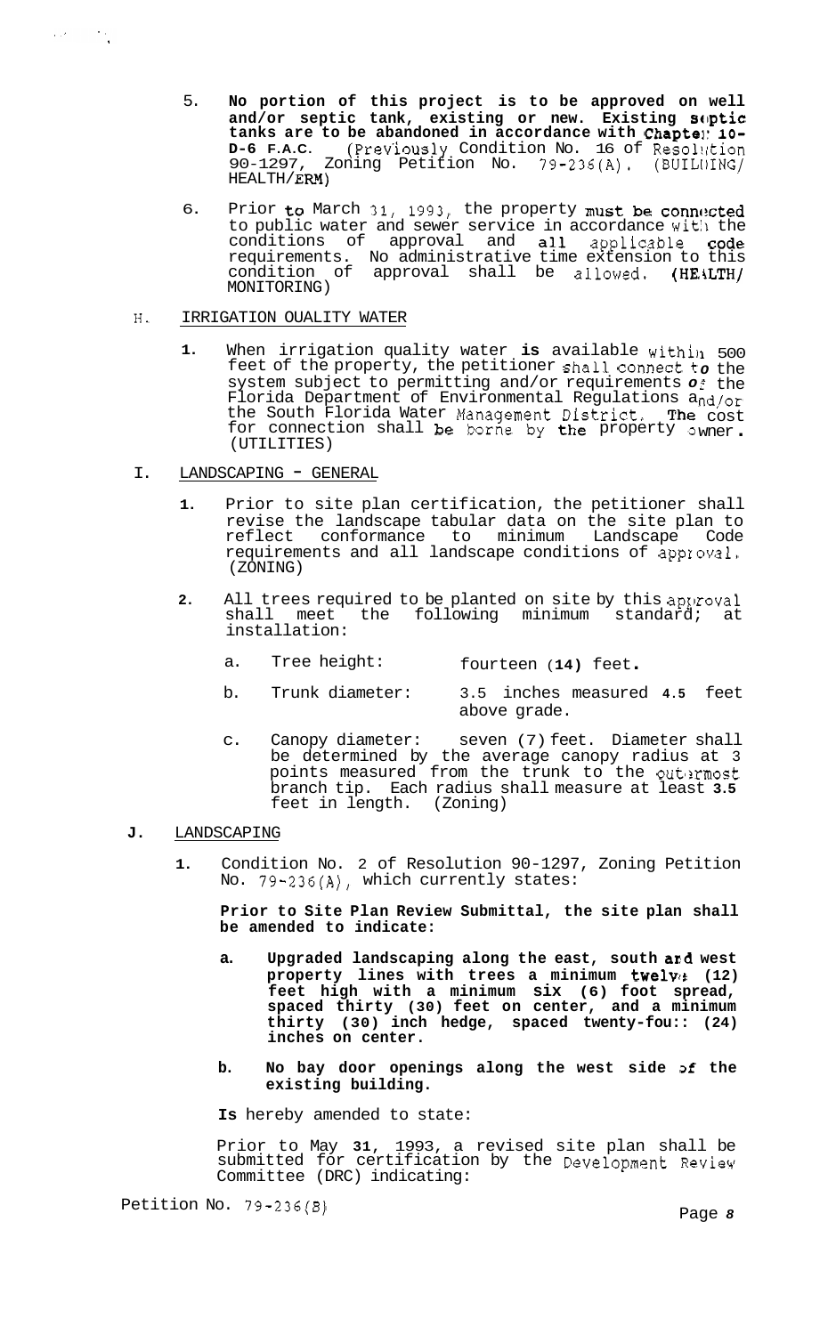5. **No portion of this project is to be approved on well and/or septic tank, existing or new. Existing septic tanks are to be abandoned in accordance with Chapter 10-D-6 F.A.C.** (Previously Condition No. 16 of Resolution 90-1297, Zoning Petition No. 79-236(A). (BUILDING/HEALTH/ERM)

6. Prior to March 31, 1993, the property must be connected to public water and sewer service in accordance with the conditions of approval and all applicable code requirements. No administrative time extension to this condition of approval shall be allowed. (HEALTH/MONITORING)

H. IRRIGATION QUALITY WATER

1. When irrigation quality water is available within 500 feet of the property, the petitioner shall connect to the system subject to permitting and/or requirements of the Florida Department of Environmental Regulations and/or the South Florida Water Management District. The cost for connection shall be borne by the property owner. (UTILITIES)

I. LANDSCAPING - GENERAL

1. Prior to site plan certification, the petitioner shall revise the landscape tabular data on the site plan to reflect conformance to minimum Landscape Code requirements and all landscape conditions of approval. (ZONING)

2. All trees required to be planted on site by this approval shall meet the following minimum standard; at installation:

   a. Tree height: fourteen (14) feet.

   b. Trunk diameter: 3.5 inches measured 4.5 feet above grade.

   c. Canopy diameter: seven (7) feet. Diameter shall be determined by the average canopy radius at 3 points measured from the trunk to the outermost branch tip. Each radius shall measure at least 3.5 feet in length. (Zoning)

J. LANDSCAPING

1. Condition No. 2 of Resolution 90-1297, Zoning Petition No. 79-236(A), which currently states:

   **Prior to Site Plan Review Submittal, the site plan shall be amended to indicate:**

   **a. Upgraded landscaping along the east, south and west property lines with trees a minimum twelve (12) feet high with a minimum six (6) foot spread, spaced thirty (30) feet on center, and a minimum thirty (30) inch hedge, spaced twenty-four (24) inches on center.**

   **b. No bay door openings along the west side of the existing building.**

   **Is** hereby amended to state:

   Prior to May 31, 1993, a revised site plan shall be submitted for certification by the Development Review Committee (DRC) indicating:

Petition No. 79-236(B)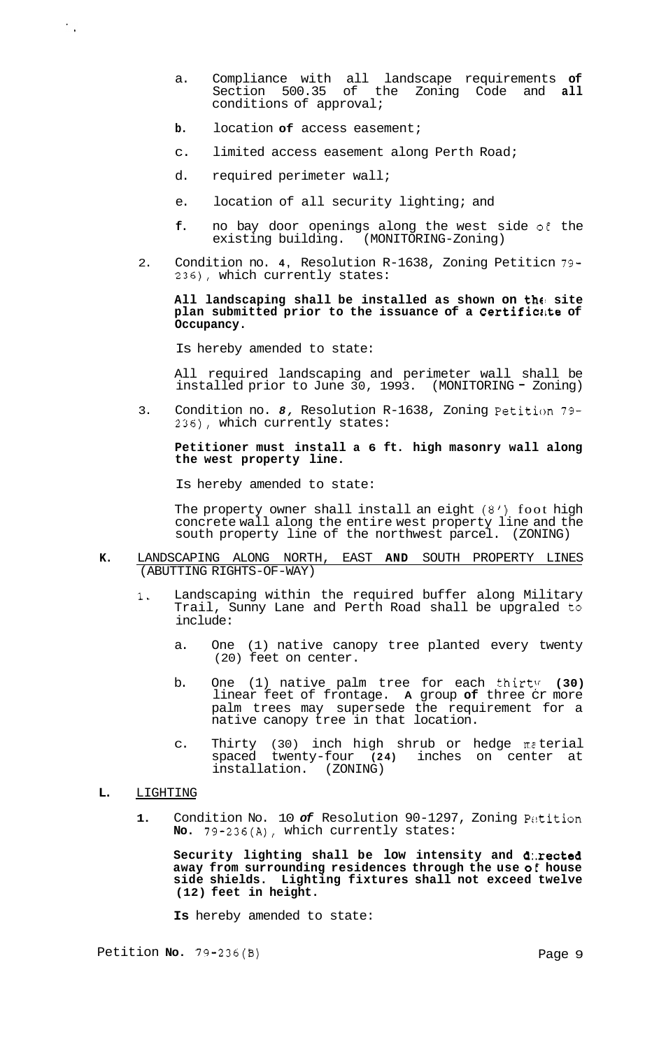a. Compliance with all landscape requirements **of** Section 500.35 of the Zoning Code and **all** conditions of approval;

**b.** location **of** access easement;

c. limited access easement along Perth Road;

d. required perimeter wall;

e. location of all security lighting; and

**f.** no bay door openings along the west side of the existing building. (MONITORING-Zoning)

2. Condition no. **4**, Resolution R-1638, Zoning Petition 79-236), which currently states:

   **All landscaping shall be installed as shown on the site plan submitted prior to the issuance of a Certificate of Occupancy.**

   Is hereby amended to state:

   All required landscaping and perimeter wall shall be installed prior to June 30, 1993. (MONITORING - Zoning)

3. Condition no. *8,* Resolution R-1638, Zoning Petition 79-236), which currently states:

   **Petitioner must install a 6 ft. high masonry wall along the west property line.**

   Is hereby amended to state:

   The property owner shall install an eight (8') foot high concrete wall along the entire west property line and the south property line of the northwest parcel. (ZONING)

**K.** LANDSCAPING ALONG NORTH, EAST **AND** SOUTH PROPERTY LINES (ABUTTING RIGHTS-OF-WAY)

1. Landscaping within the required buffer along Military Trail, Sunny Lane and Perth Road shall be upgraded to include:

   a. One (1) native canopy tree planted every twenty (20) feet on center.

   b. One (1) native palm tree for each thirty **(30)** linear feet of frontage. **A** group **of** three or more palm trees may supersede the requirement for a native canopy tree in that location.

   c. Thirty (30) inch high shrub or hedge material spaced twenty-four **(24)** inches on center at installation. (ZONING)

**L.** LIGHTING

**1.** Condition No. 10 *of* Resolution 90-1297, Zoning Petition **No.** 79-236(A), which currently states:

   **Security lighting shall be low intensity and directed away from surrounding residences through the use of house side shields. Lighting fixtures shall not exceed twelve (12) feet in height.**

   **Is** hereby amended to state:

Petition **No.** 79-236(B)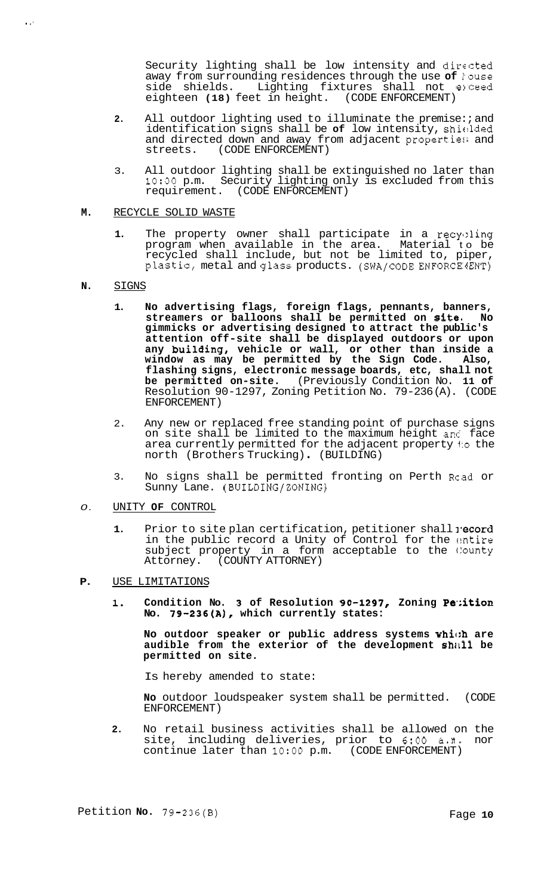Security lighting shall be low intensity and directed away from surrounding residences through the use **of** house side shields. Lighting fixtures shall not exceed eighteen **(18)** feet in height. (CODE ENFORCEMENT)

2. All outdoor lighting used to illuminate the premises and identification signs shall be **of** low intensity, shielded and directed down and away from adjacent properties and streets. (CODE ENFORCEMENT)

3. All outdoor lighting shall be extinguished no later than 10:00 p.m. Security lighting only is excluded from this requirement. (CODE ENFORCEMENT)

**M.** RECYCLE SOLID WASTE

1. The property owner shall participate in a recycling program when available in the area. Material to be recycled shall include, but not be limited to, piper, plastic, metal and glass products. (SWA/CODE ENFORCEMENT)

**N.** SIGNS

1. **No advertising flags, foreign flags, pennants, banners, streamers or balloons shall be permitted on site. No gimmicks or advertising designed to attract the public's attention off-site shall be displayed outdoors or upon any building, vehicle or wall, or other than inside a window as may be permitted by the Sign Code. Also, flashing signs, electronic message boards, etc, shall not be permitted on-site.** (Previously Condition No. **11 of** Resolution 90-1297, Zoning Petition No. 79-236(A). (CODE ENFORCEMENT)

2. Any new or replaced free standing point of purchase signs on site shall be limited to the maximum height and face area currently permitted for the adjacent property to the north (Brothers Trucking)**.** (BUILDING)

3. No signs shall be permitted fronting on Perth Road or Sunny Lane. (BUILDING/ZONING)

*O.* UNITY **OF** CONTROL

1. Prior to site plan certification, petitioner shall record in the public record a Unity of Control for the entire subject property in a form acceptable to the County Attorney. (COUNTY ATTORNEY)

**P.** USE LIMITATIONS

1. **Condition No. 3 of Resolution 90-1297, Zoning Petition No. 79-236(A), which currently states:**

   **No outdoor speaker or public address systems which are audible from the exterior of the development shall be permitted on site.**

   Is hereby amended to state:

   **No** outdoor loudspeaker system shall be permitted. (CODE ENFORCEMENT)

2. No retail business activities shall be allowed on the site, including deliveries, prior to 6:00 a.m. nor continue later than 10:00 p.m. (CODE ENFORCEMENT)

Petition **No.** 79-236(B)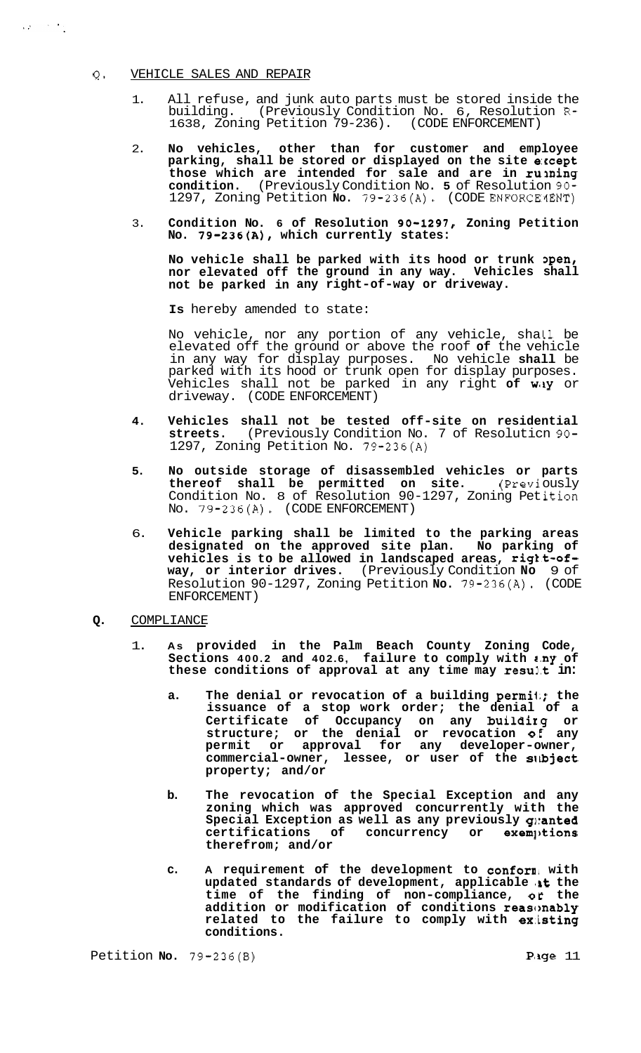## Q. VEHICLE SALES AND REPAIR

1. All refuse, and junk auto parts must be stored inside the building. (Previously Condition No. 6, Resolution R-1638, Zoning Petition 79-236). (CODE ENFORCEMENT)

2. **No vehicles, other than for customer and employee parking, shall be stored or displayed on the site except those which are intended for sale and are in running condition.** (Previously Condition No. 5 of Resolution 90-1297, Zoning Petition **No.** 79-236(A). (CODE ENFORCEMENT)

3. **Condition No. 6 of Resolution 90-1297, Zoning Petition No. 79-236(A), which currently states:**

   **No vehicle shall be parked with its hood or trunk open, nor elevated off the ground in any way. Vehicles shall not be parked in any right-of-way or driveway.**

   **Is** hereby amended to state:

   No vehicle, nor any portion of any vehicle, shall be elevated off the ground or above the roof **of** the vehicle in any way for display purposes. No vehicle **shall** be parked with its hood or trunk open for display purposes. Vehicles shall not be parked in any right **of way** or driveway. (CODE ENFORCEMENT)

4. **Vehicles shall not be tested off-site on residential streets.** (Previously Condition No. 7 of Resolution 90-1297, Zoning Petition No. 79-236(A)

5. **No outside storage of disassembled vehicles or parts thereof shall be permitted on site.** (Previously Condition No. 8 of Resolution 90-1297, Zoning Petition No. 79-236(A). (CODE ENFORCEMENT)

6. **Vehicle parking shall be limited to the parking areas designated on the approved site plan. No parking of vehicles is to be allowed in landscaped areas, right-of-way, or interior drives.** (Previously Condition **No** 9 of Resolution 90-1297, Zoning Petition **No.** 79-236(A). (CODE ENFORCEMENT)

## Q. COMPLIANCE

1. **As provided in the Palm Beach County Zoning Code, Sections 400.2 and 402.6, failure to comply with any of these conditions of approval at any time may result in:**

   a. **The denial or revocation of a building permit; the issuance of a stop work order; the denial of a Certificate of Occupancy on any building or structure; or the denial or revocation of any permit or approval for any developer-owner, commercial-owner, lessee, or user of the subject property; and/or**

   b. **The revocation of the Special Exception and any zoning which was approved concurrently with the Special Exception as well as any previously granted certifications of concurrency or exemptions therefrom; and/or**

   c. **A requirement of the development to conform with updated standards of development, applicable at the time of the finding of non-compliance, or the addition or modification of conditions reasonably related to the failure to comply with existing conditions.**

Petition **No.** 79-236(B)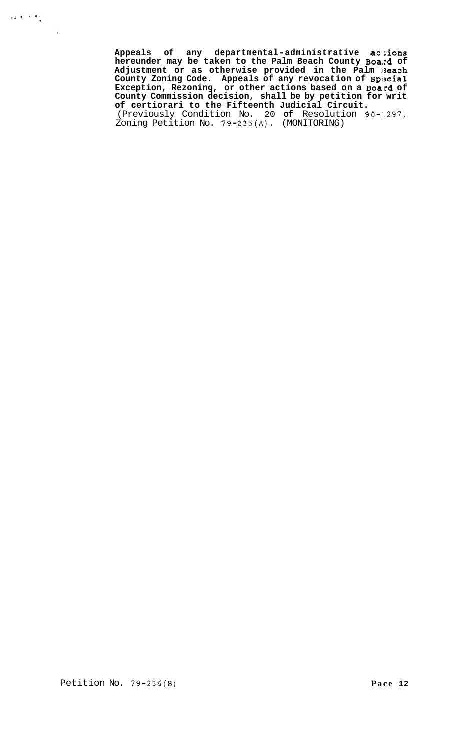**Appeals of any departmental-administrative actions hereunder may be taken to the Palm Beach County Board of Adjustment or as otherwise provided in the Palm Beach County Zoning Code. Appeals of any revocation of Special Exception, Rezoning, or other actions based on a Board of County Commission decision, shall be by petition for writ of certiorari to the Fifteenth Judicial Circuit.**

(Previously Condition No. 20 **of** Resolution 90-1297, Zoning Petition No. 79-236(A). (MONITORING)

Petition No. 79-236(B)